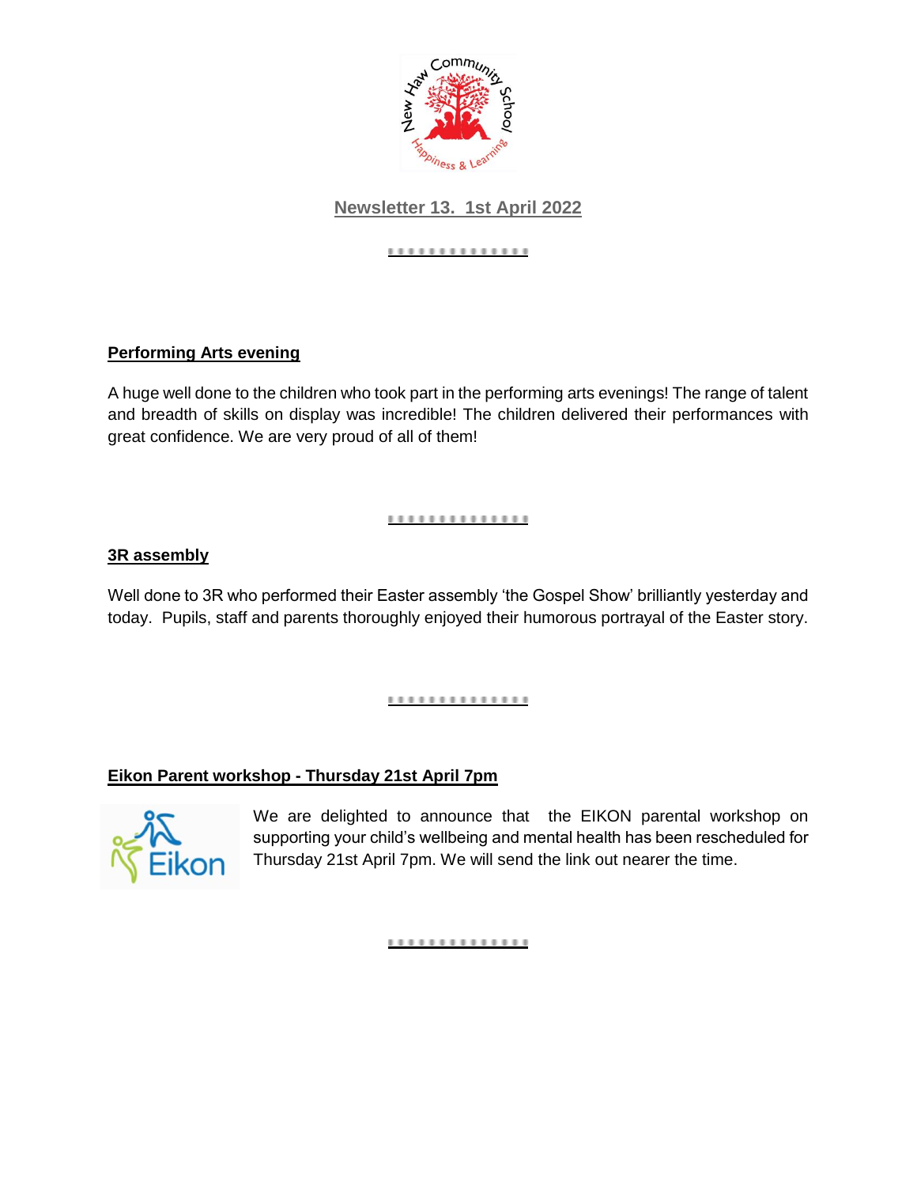## Newsletter 13. 1st April 2022

---

### Performing Arts evening

A huge well done to the children who took part in the performing arts evenings! The range of talent and breadth of skills on display was incredible! The children delivered their performances with great confidence. We are very proud of all of them!

---

### 3R assembly

Well done to 3R who performed their Easter assembly 'the Gospel Show' brilliantly yesterday and today. Pupils, staff and parents thoroughly enjoyed their humorous portrayal of the Easter story.

---

### Eikon Parent workshop - Thursday 21st April 7pm

We are delighted to announce that the EIKON parental workshop on supporting your child's wellbeing and mental health has been rescheduled for Thursday 21st April 7pm. We will send the link out nearer the time.

---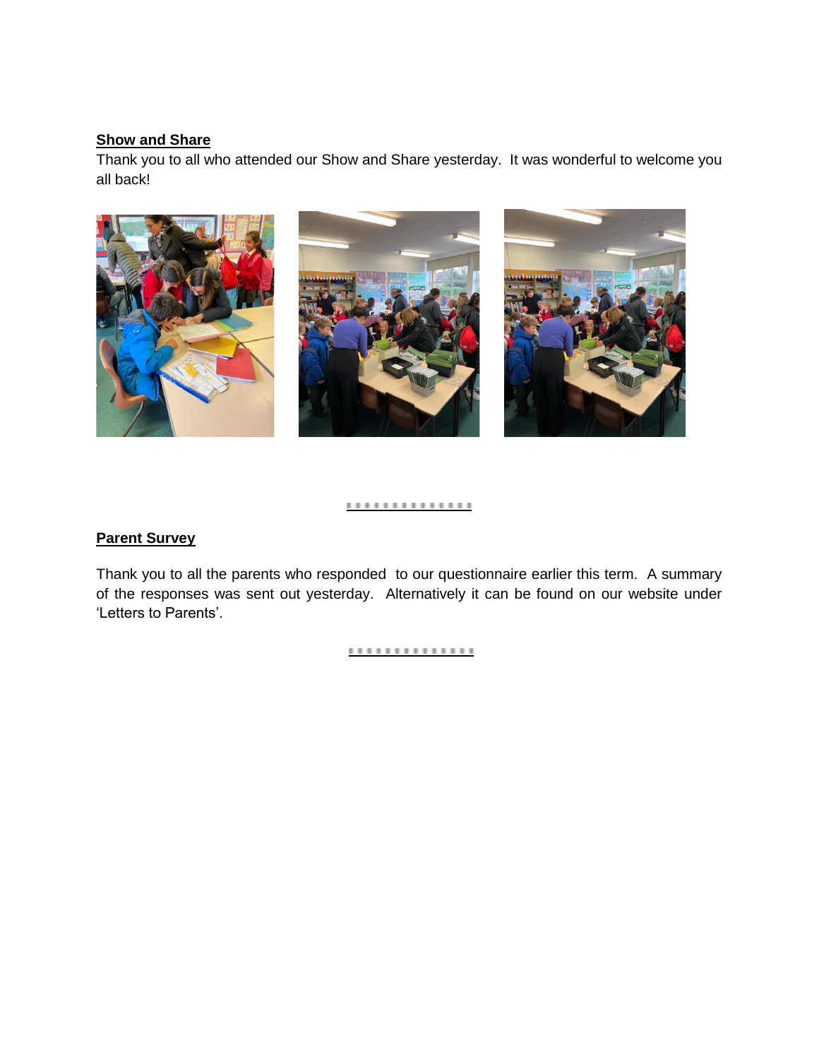**Show and Share**

Thank you to all who attended our Show and Share yesterday. It was wonderful to welcome you all back!

**Parent Survey**

Thank you to all the parents who responded to our questionnaire earlier this term. A summary of the responses was sent out yesterday. Alternatively it can be found on our website under 'Letters to Parents'.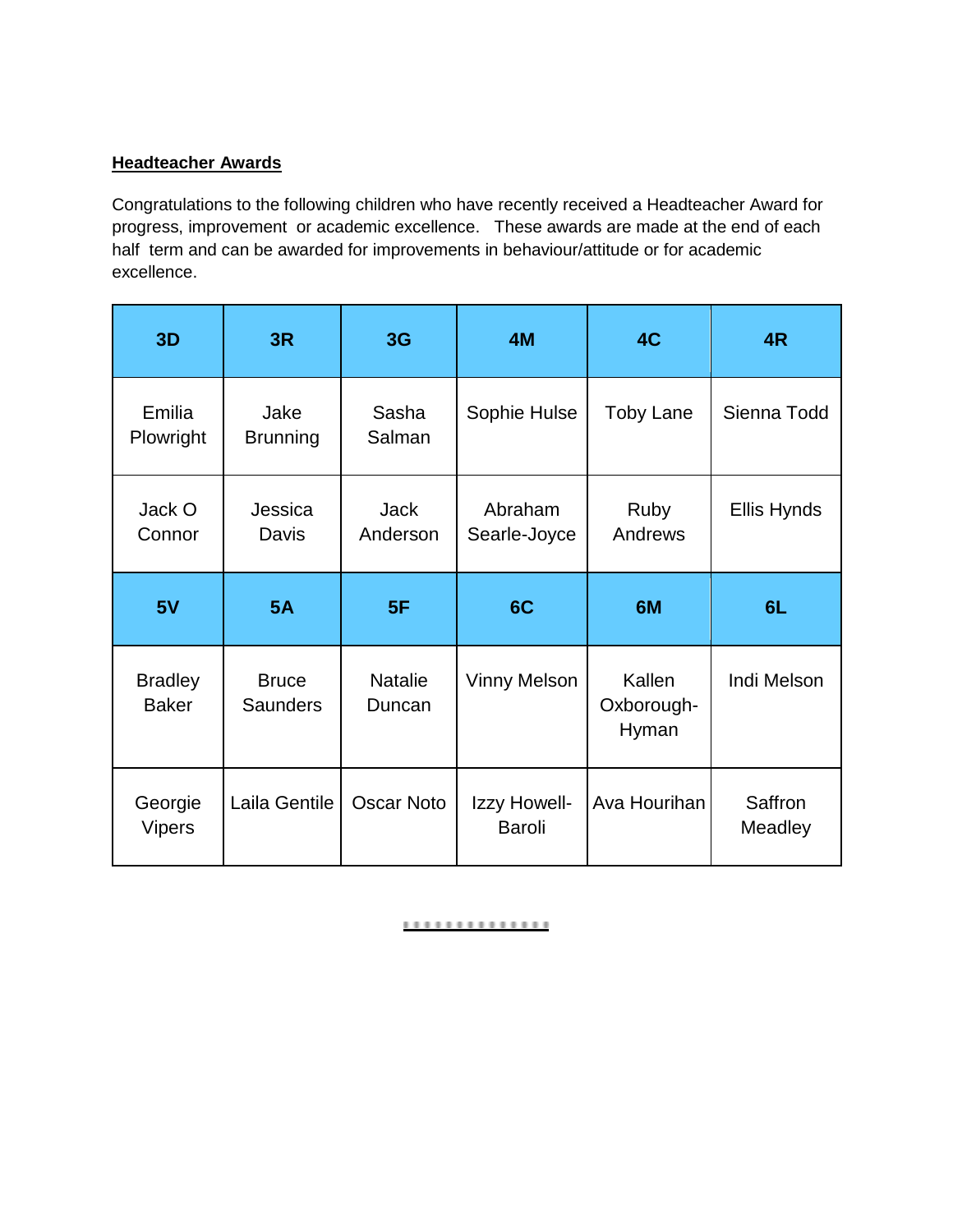**Headteacher Awards**

Congratulations to the following children who have recently received a Headteacher Award for progress, improvement or academic excellence. These awards are made at the end of each half term and can be awarded for improvements in behaviour/attitude or for academic excellence.

| 3D | 3R | 3G | 4M | 4C | 4R |
|---|---|---|---|---|---|
| Emilia Plowright | Jake Brunning | Sasha Salman | Sophie Hulse | Toby Lane | Sienna Todd |
| Jack O Connor | Jessica Davis | Jack Anderson | Abraham Searle-Joyce | Ruby Andrews | Ellis Hynds |
| **5V** | **5A** | **5F** | **6C** | **6M** | **6L** |
| Bradley Baker | Bruce Saunders | Natalie Duncan | Vinny Melson | Kallen Oxborough-Hyman | Indi Melson |
| Georgie Vipers | Laila Gentile | Oscar Noto | Izzy Howell-Baroli | Ava Hourihan | Saffron Meadley |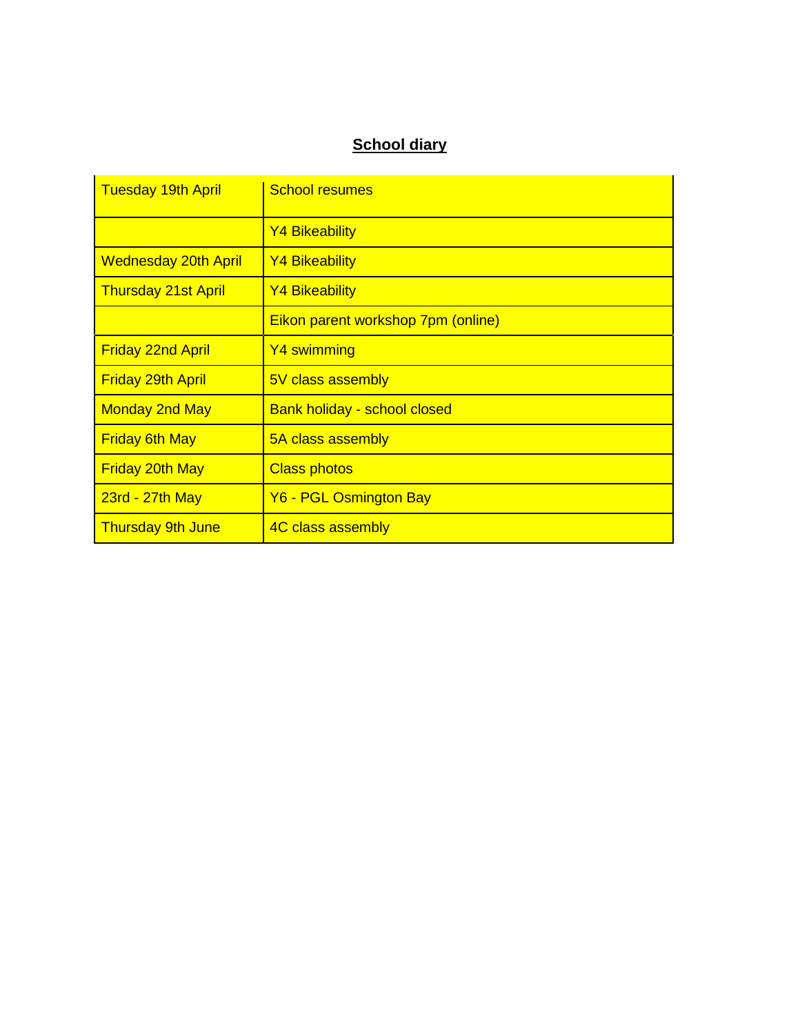**School diary**

| | |
|---|---|
| Tuesday 19th April | School resumes |
| | Y4 Bikeability |
| Wednesday 20th April | Y4 Bikeability |
| Thursday 21st April | Y4 Bikeability |
| | Eikon parent workshop 7pm (online) |
| Friday 22nd April | Y4 swimming |
| Friday 29th April | 5V class assembly |
| Monday 2nd May | Bank holiday - school closed |
| Friday 6th May | 5A class assembly |
| Friday 20th May | Class photos |
| 23rd - 27th May | Y6 - PGL Osmington Bay |
| Thursday 9th June | 4C class assembly |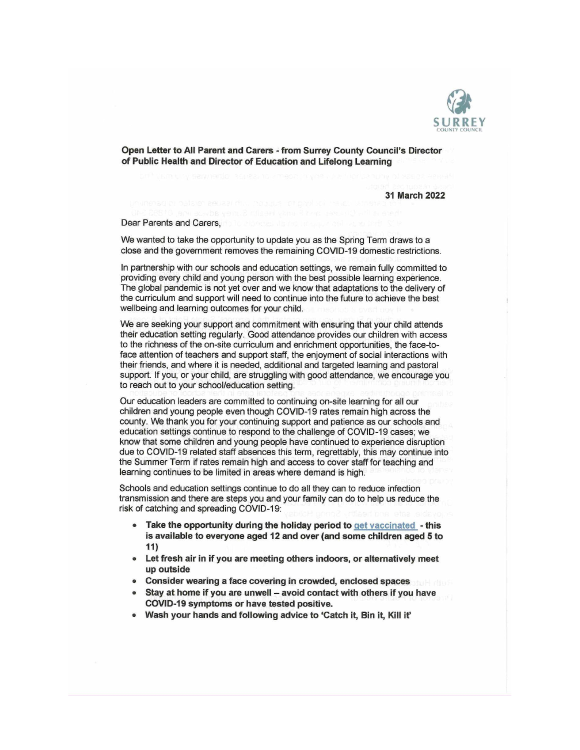**Open Letter to All Parent and Carers - from Surrey County Council's Director of Public Health and Director of Education and Lifelong Learning**

**31 March 2022**

Dear Parents and Carers,

We wanted to take the opportunity to update you as the Spring Term draws to a close and the government removes the remaining COVID-19 domestic restrictions.

In partnership with our schools and education settings, we remain fully committed to providing every child and young person with the best possible learning experience. The global pandemic is not yet over and we know that adaptations to the delivery of the curriculum and support will need to continue into the future to achieve the best wellbeing and learning outcomes for your child.

We are seeking your support and commitment with ensuring that your child attends their education setting regularly. Good attendance provides our children with access to the richness of the on-site curriculum and enrichment opportunities, the face-to-face attention of teachers and support staff, the enjoyment of social interactions with their friends, and where it is needed, additional and targeted learning and pastoral support. If you, or your child, are struggling with good attendance, we encourage you to reach out to your school/education setting.

Our education leaders are committed to continuing on-site learning for all our children and young people even though COVID-19 rates remain high across the county. We thank you for your continuing support and patience as our schools and education settings continue to respond to the challenge of COVID-19 cases; we know that some children and young people have continued to experience disruption due to COVID-19 related staff absences this term, regrettably, this may continue into the Summer Term if rates remain high and access to cover staff for teaching and learning continues to be limited in areas where demand is high.

Schools and education settings continue to do all they can to reduce infection transmission and there are steps you and your family can do to help us reduce the risk of catching and spreading COVID-19:

- **Take the opportunity during the holiday period to get vaccinated - this is available to everyone aged 12 and over (and some children aged 5 to 11)**
- **Let fresh air in if you are meeting others indoors, or alternatively meet up outside**
- **Consider wearing a face covering in crowded, enclosed spaces**
- **Stay at home if you are unwell – avoid contact with others if you have COVID-19 symptoms or have tested positive.**
- **Wash your hands and following advice to 'Catch it, Bin it, Kill it'**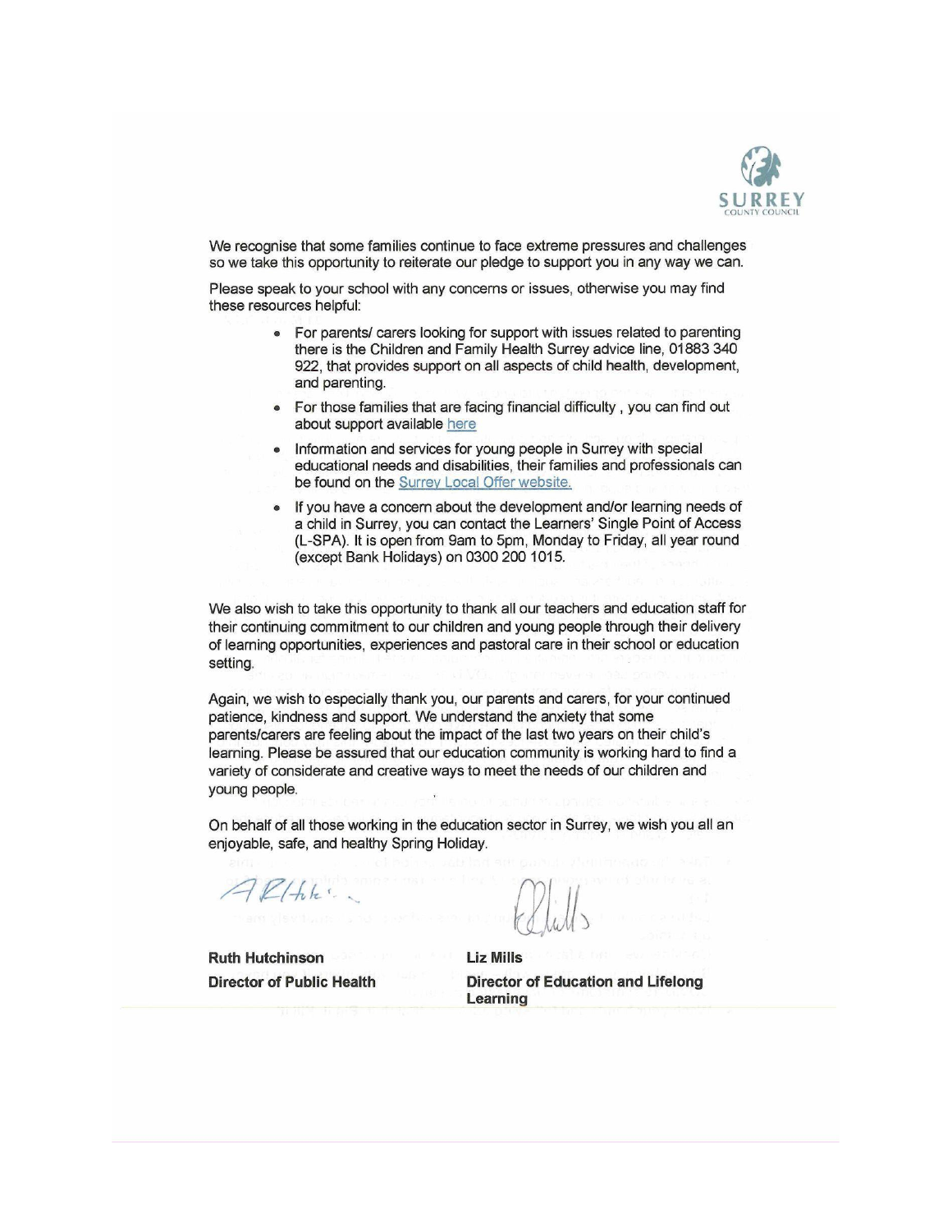We recognise that some families continue to face extreme pressures and challenges so we take this opportunity to reiterate our pledge to support you in any way we can.

Please speak to your school with any concerns or issues, otherwise you may find these resources helpful:

- For parents/ carers looking for support with issues related to parenting there is the Children and Family Health Surrey advice line, 01883 340 922, that provides support on all aspects of child health, development, and parenting.
- For those families that are facing financial difficulty , you can find out about support available here
- Information and services for young people in Surrey with special educational needs and disabilities, their families and professionals can be found on the Surrey Local Offer website.
- If you have a concern about the development and/or learning needs of a child in Surrey, you can contact the Learners' Single Point of Access (L-SPA). It is open from 9am to 5pm, Monday to Friday, all year round (except Bank Holidays) on 0300 200 1015.

We also wish to take this opportunity to thank all our teachers and education staff for their continuing commitment to our children and young people through their delivery of learning opportunities, experiences and pastoral care in their school or education setting.

Again, we wish to especially thank you, our parents and carers, for your continued patience, kindness and support. We understand the anxiety that some parents/carers are feeling about the impact of the last two years on their child's learning. Please be assured that our education community is working hard to find a variety of considerate and creative ways to meet the needs of our children and young people.

On behalf of all those working in the education sector in Surrey, we wish you all an enjoyable, safe, and healthy Spring Holiday.

**Ruth Hutchinson**
**Director of Public Health**

**Liz Mills**
**Director of Education and Lifelong Learning**